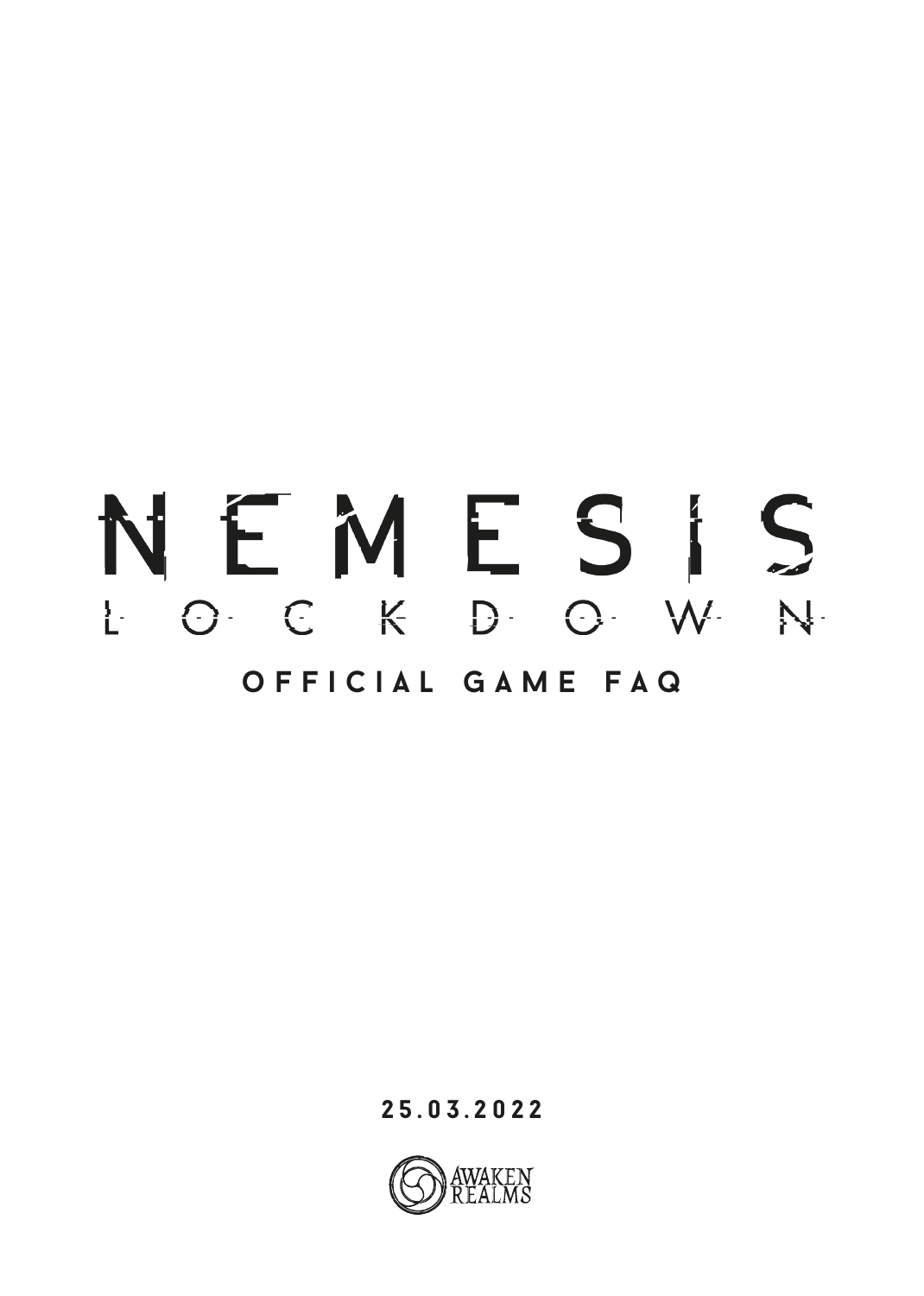# NEMESIS

## LOCKDOWN

### OFFICIAL GAME FAQ

25.03.2022

AWAKEN REALMS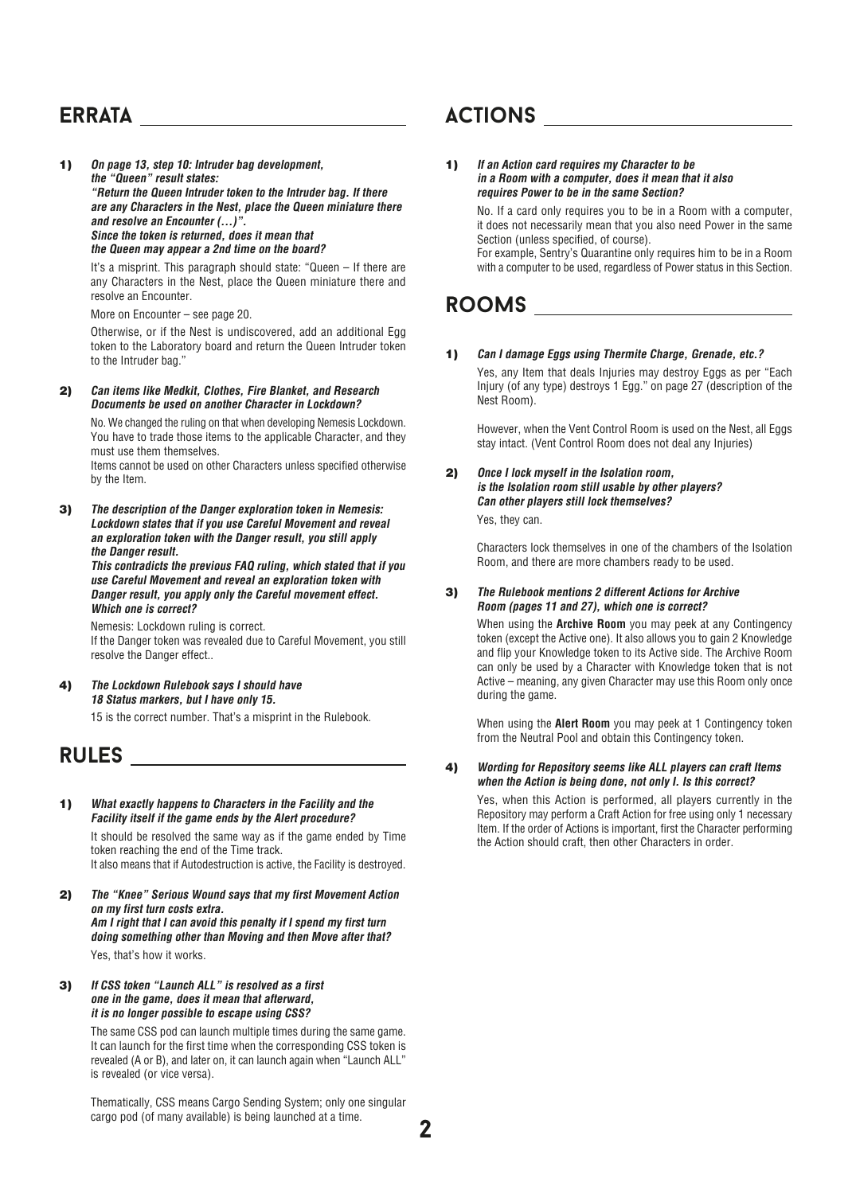## ERRATA

**1)** ***On page 13, step 10: Intruder bag development, the "Queen" result states: "Return the Queen Intruder token to the Intruder bag. If there are any Characters in the Nest, place the Queen miniature there and resolve an Encounter (…)". Since the token is returned, does it mean that the Queen may appear a 2nd time on the board?***

It's a misprint. This paragraph should state: "Queen – If there are any Characters in the Nest, place the Queen miniature there and resolve an Encounter.

More on Encounter – see page 20.

Otherwise, or if the Nest is undiscovered, add an additional Egg token to the Laboratory board and return the Queen Intruder token to the Intruder bag."

**2)** ***Can items like Medkit, Clothes, Fire Blanket, and Research Documents be used on another Character in Lockdown?***

No. We changed the ruling on that when developing Nemesis Lockdown. You have to trade those items to the applicable Character, and they must use them themselves.
Items cannot be used on other Characters unless specified otherwise by the Item.

**3)** ***The description of the Danger exploration token in Nemesis: Lockdown states that if you use Careful Movement and reveal an exploration token with the Danger result, you still apply the Danger result. This contradicts the previous FAQ ruling, which stated that if you use Careful Movement and reveal an exploration token with Danger result, you apply only the Careful movement effect. Which one is correct?***

Nemesis: Lockdown ruling is correct.
If the Danger token was revealed due to Careful Movement, you still resolve the Danger effect..

**4)** ***The Lockdown Rulebook says I should have 18 Status markers, but I have only 15.***

15 is the correct number. That's a misprint in the Rulebook.

## RULES

**1)** ***What exactly happens to Characters in the Facility and the Facility itself if the game ends by the Alert procedure?***

It should be resolved the same way as if the game ended by Time token reaching the end of the Time track.
It also means that if Autodestruction is active, the Facility is destroyed.

**2)** ***The "Knee" Serious Wound says that my first Movement Action on my first turn costs extra. Am I right that I can avoid this penalty if I spend my first turn doing something other than Moving and then Move after that?***

Yes, that's how it works.

**3)** ***If CSS token "Launch ALL" is resolved as a first one in the game, does it mean that afterward, it is no longer possible to escape using CSS?***

The same CSS pod can launch multiple times during the same game. It can launch for the first time when the corresponding CSS token is revealed (A or B), and later on, it can launch again when "Launch ALL" is revealed (or vice versa).

Thematically, CSS means Cargo Sending System; only one singular cargo pod (of many available) is being launched at a time.

## ACTIONS

**1)** ***If an Action card requires my Character to be in a Room with a computer, does it mean that it also requires Power to be in the same Section?***

No. If a card only requires you to be in a Room with a computer, it does not necessarily mean that you also need Power in the same Section (unless specified, of course).
For example, Sentry's Quarantine only requires him to be in a Room with a computer to be used, regardless of Power status in this Section.

## ROOMS

**1)** ***Can I damage Eggs using Thermite Charge, Grenade, etc.?***

Yes, any Item that deals Injuries may destroy Eggs as per "Each Injury (of any type) destroys 1 Egg." on page 27 (description of the Nest Room).

However, when the Vent Control Room is used on the Nest, all Eggs stay intact. (Vent Control Room does not deal any Injuries)

**2)** ***Once I lock myself in the Isolation room, is the Isolation room still usable by other players? Can other players still lock themselves?***

Yes, they can.

Characters lock themselves in one of the chambers of the Isolation Room, and there are more chambers ready to be used.

**3)** ***The Rulebook mentions 2 different Actions for Archive Room (pages 11 and 27), which one is correct?***

When using the **Archive Room** you may peek at any Contingency token (except the Active one). It also allows you to gain 2 Knowledge and flip your Knowledge token to its Active side. The Archive Room can only be used by a Character with Knowledge token that is not Active – meaning, any given Character may use this Room only once during the game.

When using the **Alert Room** you may peek at 1 Contingency token from the Neutral Pool and obtain this Contingency token.

**4)** ***Wording for Repository seems like ALL players can craft Items when the Action is being done, not only I. Is this correct?***

Yes, when this Action is performed, all players currently in the Repository may perform a Craft Action for free using only 1 necessary Item. If the order of Actions is important, first the Character performing the Action should craft, then other Characters in order.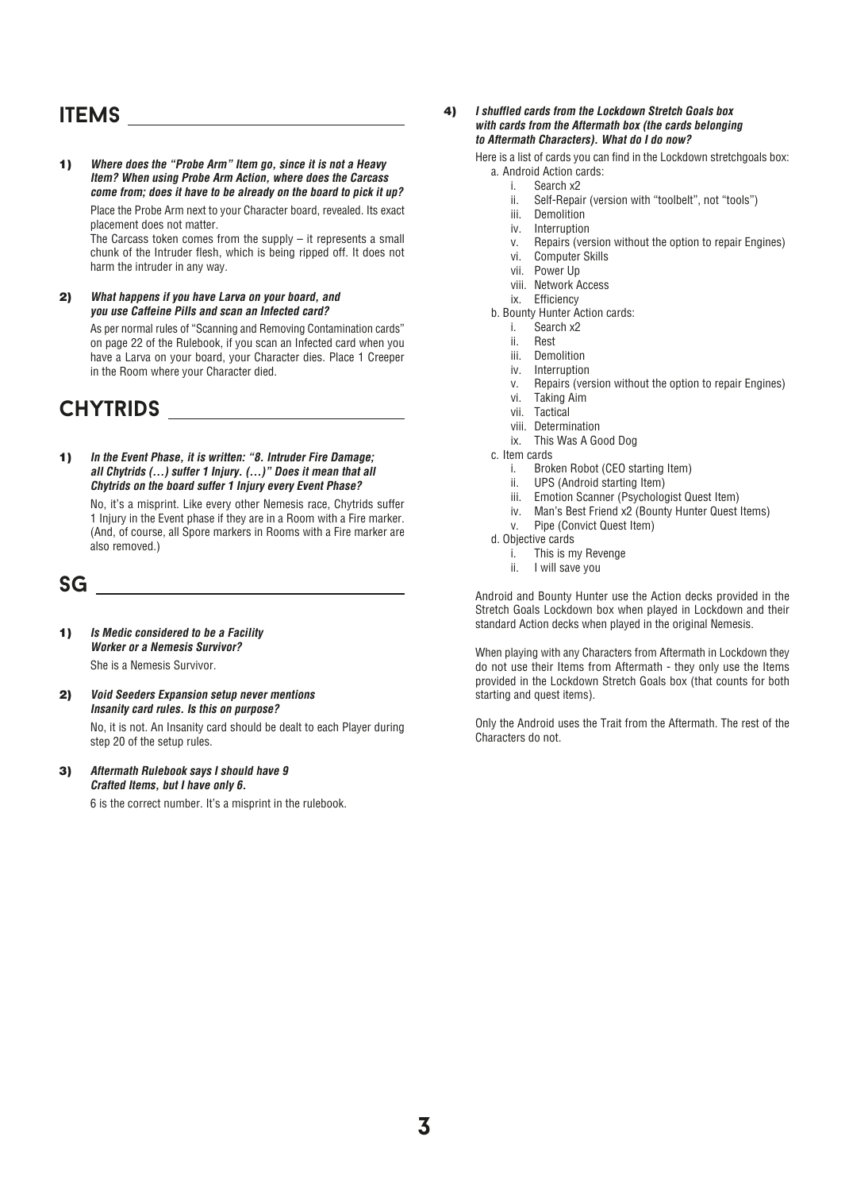## ITEMS

**1)** ***Where does the "Probe Arm" Item go, since it is not a Heavy Item? When using Probe Arm Action, where does the Carcass come from; does it have to be already on the board to pick it up?***

Place the Probe Arm next to your Character board, revealed. Its exact placement does not matter.

The Carcass token comes from the supply – it represents a small chunk of the Intruder flesh, which is being ripped off. It does not harm the intruder in any way.

**2)** ***What happens if you have Larva on your board, and you use Caffeine Pills and scan an Infected card?***

As per normal rules of "Scanning and Removing Contamination cards" on page 22 of the Rulebook, if you scan an Infected card when you have a Larva on your board, your Character dies. Place 1 Creeper in the Room where your Character died.

## CHYTRIDS

**1)** ***In the Event Phase, it is written: "8. Intruder Fire Damage; all Chytrids (…) suffer 1 Injury. (…)" Does it mean that all Chytrids on the board suffer 1 Injury every Event Phase?***

No, it's a misprint. Like every other Nemesis race, Chytrids suffer 1 Injury in the Event phase if they are in a Room with a Fire marker. (And, of course, all Spore markers in Rooms with a Fire marker are also removed.)

## SG

**1)** ***Is Medic considered to be a Facility Worker or a Nemesis Survivor?***

She is a Nemesis Survivor.

**2)** ***Void Seeders Expansion setup never mentions Insanity card rules. Is this on purpose?***

No, it is not. An Insanity card should be dealt to each Player during step 20 of the setup rules.

**3)** ***Aftermath Rulebook says I should have 9 Crafted Items, but I have only 6.***

6 is the correct number. It's a misprint in the rulebook.

**4)** ***I shuffled cards from the Lockdown Stretch Goals box with cards from the Aftermath box (the cards belonging to Aftermath Characters). What do I do now?***

Here is a list of cards you can find in the Lockdown stretchgoals box:

a. Android Action cards:
   - i. Search x2
   - ii. Self-Repair (version with "toolbelt", not "tools")
   - iii. Demolition
   - iv. Interruption
   - v. Repairs (version without the option to repair Engines)
   - vi. Computer Skills
   - vii. Power Up
   - viii. Network Access
   - ix. Efficiency

b. Bounty Hunter Action cards:
   - i. Search x2
   - ii. Rest
   - iii. Demolition
   - iv. Interruption
   - v. Repairs (version without the option to repair Engines)
   - vi. Taking Aim
   - vii. Tactical
   - viii. Determination
   - ix. This Was A Good Dog

c. Item cards
   - i. Broken Robot (CEO starting Item)
   - ii. UPS (Android starting Item)
   - iii. Emotion Scanner (Psychologist Quest Item)
   - iv. Man's Best Friend x2 (Bounty Hunter Quest Items)
   - v. Pipe (Convict Quest Item)

d. Objective cards
   - i. This is my Revenge
   - ii. I will save you

Android and Bounty Hunter use the Action decks provided in the Stretch Goals Lockdown box when played in Lockdown and their standard Action decks when played in the original Nemesis.

When playing with any Characters from Aftermath in Lockdown they do not use their Items from Aftermath - they only use the Items provided in the Lockdown Stretch Goals box (that counts for both starting and quest items).

Only the Android uses the Trait from the Aftermath. The rest of the Characters do not.